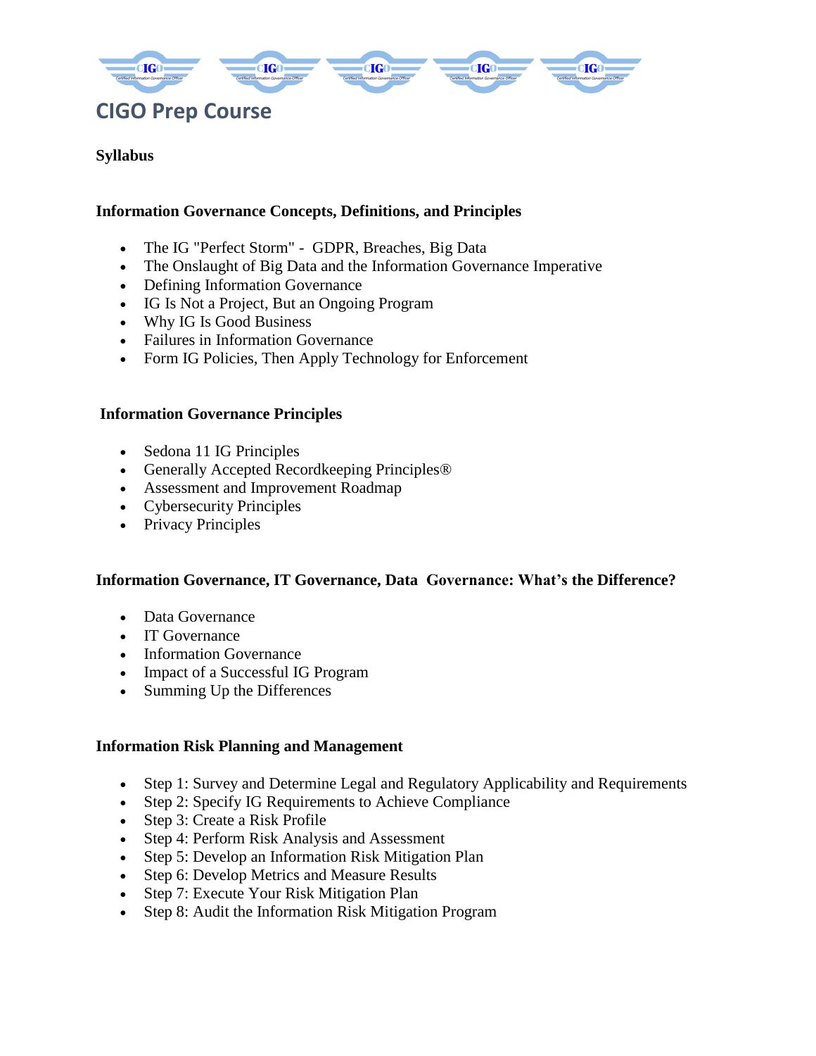# CIGO Prep Course

**Syllabus**

## Information Governance Concepts, Definitions, and Principles

- The IG "Perfect Storm" - GDPR, Breaches, Big Data
- The Onslaught of Big Data and the Information Governance Imperative
- Defining Information Governance
- IG Is Not a Project, But an Ongoing Program
- Why IG Is Good Business
- Failures in Information Governance
- Form IG Policies, Then Apply Technology for Enforcement

## Information Governance Principles

- Sedona 11 IG Principles
- Generally Accepted Recordkeeping Principles®
- Assessment and Improvement Roadmap
- Cybersecurity Principles
- Privacy Principles

## Information Governance, IT Governance, Data Governance: What's the Difference?

- Data Governance
- IT Governance
- Information Governance
- Impact of a Successful IG Program
- Summing Up the Differences

## Information Risk Planning and Management

- Step 1: Survey and Determine Legal and Regulatory Applicability and Requirements
- Step 2: Specify IG Requirements to Achieve Compliance
- Step 3: Create a Risk Profile
- Step 4: Perform Risk Analysis and Assessment
- Step 5: Develop an Information Risk Mitigation Plan
- Step 6: Develop Metrics and Measure Results
- Step 7: Execute Your Risk Mitigation Plan
- Step 8: Audit the Information Risk Mitigation Program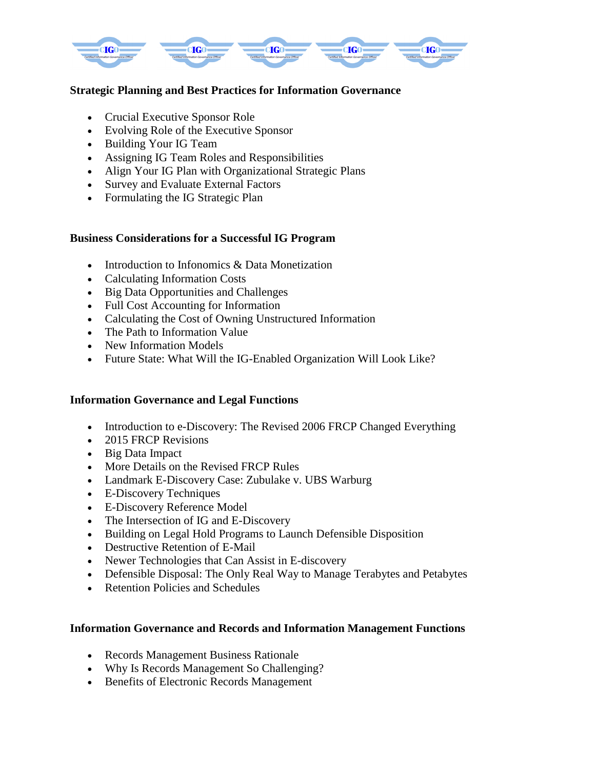**Strategic Planning and Best Practices for Information Governance**

- Crucial Executive Sponsor Role
- Evolving Role of the Executive Sponsor
- Building Your IG Team
- Assigning IG Team Roles and Responsibilities
- Align Your IG Plan with Organizational Strategic Plans
- Survey and Evaluate External Factors
- Formulating the IG Strategic Plan

**Business Considerations for a Successful IG Program**

- Introduction to Infonomics & Data Monetization
- Calculating Information Costs
- Big Data Opportunities and Challenges
- Full Cost Accounting for Information
- Calculating the Cost of Owning Unstructured Information
- The Path to Information Value
- New Information Models
- Future State: What Will the IG-Enabled Organization Will Look Like?

**Information Governance and Legal Functions**

- Introduction to e-Discovery: The Revised 2006 FRCP Changed Everything
- 2015 FRCP Revisions
- Big Data Impact
- More Details on the Revised FRCP Rules
- Landmark E-Discovery Case: Zubulake v. UBS Warburg
- E-Discovery Techniques
- E-Discovery Reference Model
- The Intersection of IG and E-Discovery
- Building on Legal Hold Programs to Launch Defensible Disposition
- Destructive Retention of E-Mail
- Newer Technologies that Can Assist in E-discovery
- Defensible Disposal: The Only Real Way to Manage Terabytes and Petabytes
- Retention Policies and Schedules

**Information Governance and Records and Information Management Functions**

- Records Management Business Rationale
- Why Is Records Management So Challenging?
- Benefits of Electronic Records Management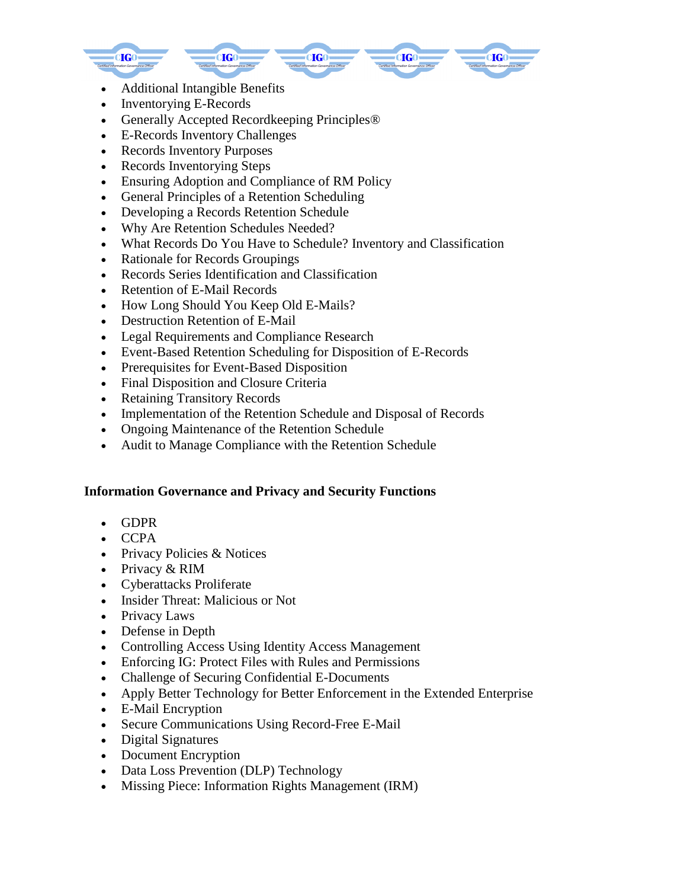- Additional Intangible Benefits
- Inventorying E-Records
- Generally Accepted Recordkeeping Principles®
- E-Records Inventory Challenges
- Records Inventory Purposes
- Records Inventorying Steps
- Ensuring Adoption and Compliance of RM Policy
- General Principles of a Retention Scheduling
- Developing a Records Retention Schedule
- Why Are Retention Schedules Needed?
- What Records Do You Have to Schedule? Inventory and Classification
- Rationale for Records Groupings
- Records Series Identification and Classification
- Retention of E-Mail Records
- How Long Should You Keep Old E-Mails?
- Destruction Retention of E-Mail
- Legal Requirements and Compliance Research
- Event-Based Retention Scheduling for Disposition of E-Records
- Prerequisites for Event-Based Disposition
- Final Disposition and Closure Criteria
- Retaining Transitory Records
- Implementation of the Retention Schedule and Disposal of Records
- Ongoing Maintenance of the Retention Schedule
- Audit to Manage Compliance with the Retention Schedule

**Information Governance and Privacy and Security Functions**

- GDPR
- CCPA
- Privacy Policies & Notices
- Privacy & RIM
- Cyberattacks Proliferate
- Insider Threat: Malicious or Not
- Privacy Laws
- Defense in Depth
- Controlling Access Using Identity Access Management
- Enforcing IG: Protect Files with Rules and Permissions
- Challenge of Securing Confidential E-Documents
- Apply Better Technology for Better Enforcement in the Extended Enterprise
- E-Mail Encryption
- Secure Communications Using Record-Free E-Mail
- Digital Signatures
- Document Encryption
- Data Loss Prevention (DLP) Technology
- Missing Piece: Information Rights Management (IRM)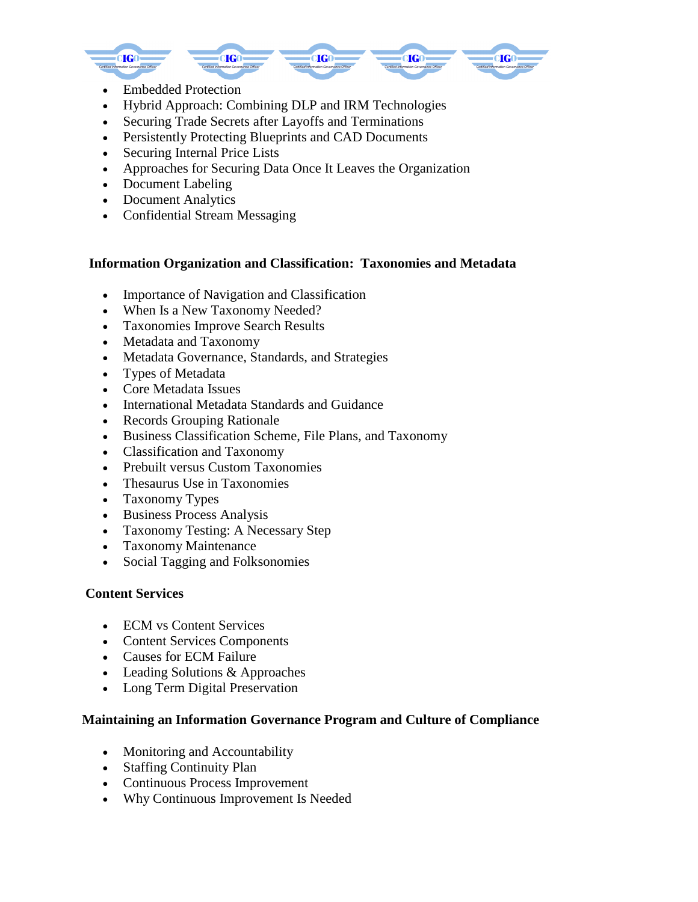- Embedded Protection
- Hybrid Approach: Combining DLP and IRM Technologies
- Securing Trade Secrets after Layoffs and Terminations
- Persistently Protecting Blueprints and CAD Documents
- Securing Internal Price Lists
- Approaches for Securing Data Once It Leaves the Organization
- Document Labeling
- Document Analytics
- Confidential Stream Messaging

**Information Organization and Classification: Taxonomies and Metadata**

- Importance of Navigation and Classification
- When Is a New Taxonomy Needed?
- Taxonomies Improve Search Results
- Metadata and Taxonomy
- Metadata Governance, Standards, and Strategies
- Types of Metadata
- Core Metadata Issues
- International Metadata Standards and Guidance
- Records Grouping Rationale
- Business Classification Scheme, File Plans, and Taxonomy
- Classification and Taxonomy
- Prebuilt versus Custom Taxonomies
- Thesaurus Use in Taxonomies
- Taxonomy Types
- Business Process Analysis
- Taxonomy Testing: A Necessary Step
- Taxonomy Maintenance
- Social Tagging and Folksonomies

**Content Services**

- ECM vs Content Services
- Content Services Components
- Causes for ECM Failure
- Leading Solutions & Approaches
- Long Term Digital Preservation

**Maintaining an Information Governance Program and Culture of Compliance**

- Monitoring and Accountability
- Staffing Continuity Plan
- Continuous Process Improvement
- Why Continuous Improvement Is Needed